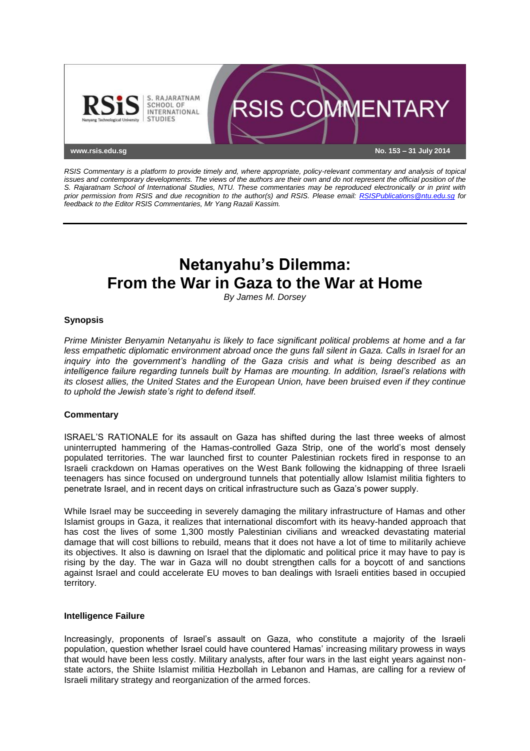RSIS COMMENTARY

www.rsis.edu.sg

No. 153 – 31 July 2014

*RSIS Commentary is a platform to provide timely and, where appropriate, policy-relevant commentary and analysis of topical issues and contemporary developments. The views of the authors are their own and do not represent the official position of the S. Rajaratnam School of International Studies, NTU. These commentaries may be reproduced electronically or in print with prior permission from RSIS and due recognition to the author(s) and RSIS. Please email: RSISPublications@ntu.edu.sg for feedback to the Editor RSIS Commentaries, Mr Yang Razali Kassim.*

# Netanyahu's Dilemma: From the War in Gaza to the War at Home

*By James M. Dorsey*

### Synopsis

*Prime Minister Benyamin Netanyahu is likely to face significant political problems at home and a far less empathetic diplomatic environment abroad once the guns fall silent in Gaza. Calls in Israel for an inquiry into the government's handling of the Gaza crisis and what is being described as an intelligence failure regarding tunnels built by Hamas are mounting. In addition, Israel's relations with its closest allies, the United States and the European Union, have been bruised even if they continue to uphold the Jewish state's right to defend itself.*

### Commentary

ISRAEL'S RATIONALE for its assault on Gaza has shifted during the last three weeks of almost uninterrupted hammering of the Hamas-controlled Gaza Strip, one of the world's most densely populated territories. The war launched first to counter Palestinian rockets fired in response to an Israeli crackdown on Hamas operatives on the West Bank following the kidnapping of three Israeli teenagers has since focused on underground tunnels that potentially allow Islamist militia fighters to penetrate Israel, and in recent days on critical infrastructure such as Gaza's power supply.

While Israel may be succeeding in severely damaging the military infrastructure of Hamas and other Islamist groups in Gaza, it realizes that international discomfort with its heavy-handed approach that has cost the lives of some 1,300 mostly Palestinian civilians and wreacked devastating material damage that will cost billions to rebuild, means that it does not have a lot of time to militarily achieve its objectives. It also is dawning on Israel that the diplomatic and political price it may have to pay is rising by the day. The war in Gaza will no doubt strengthen calls for a boycott of and sanctions against Israel and could accelerate EU moves to ban dealings with Israeli entities based in occupied territory.

### Intelligence Failure

Increasingly, proponents of Israel's assault on Gaza, who constitute a majority of the Israeli population, question whether Israel could have countered Hamas' increasing military prowess in ways that would have been less costly. Military analysts, after four wars in the last eight years against non-state actors, the Shiite Islamist militia Hezbollah in Lebanon and Hamas, are calling for a review of Israeli military strategy and reorganization of the armed forces.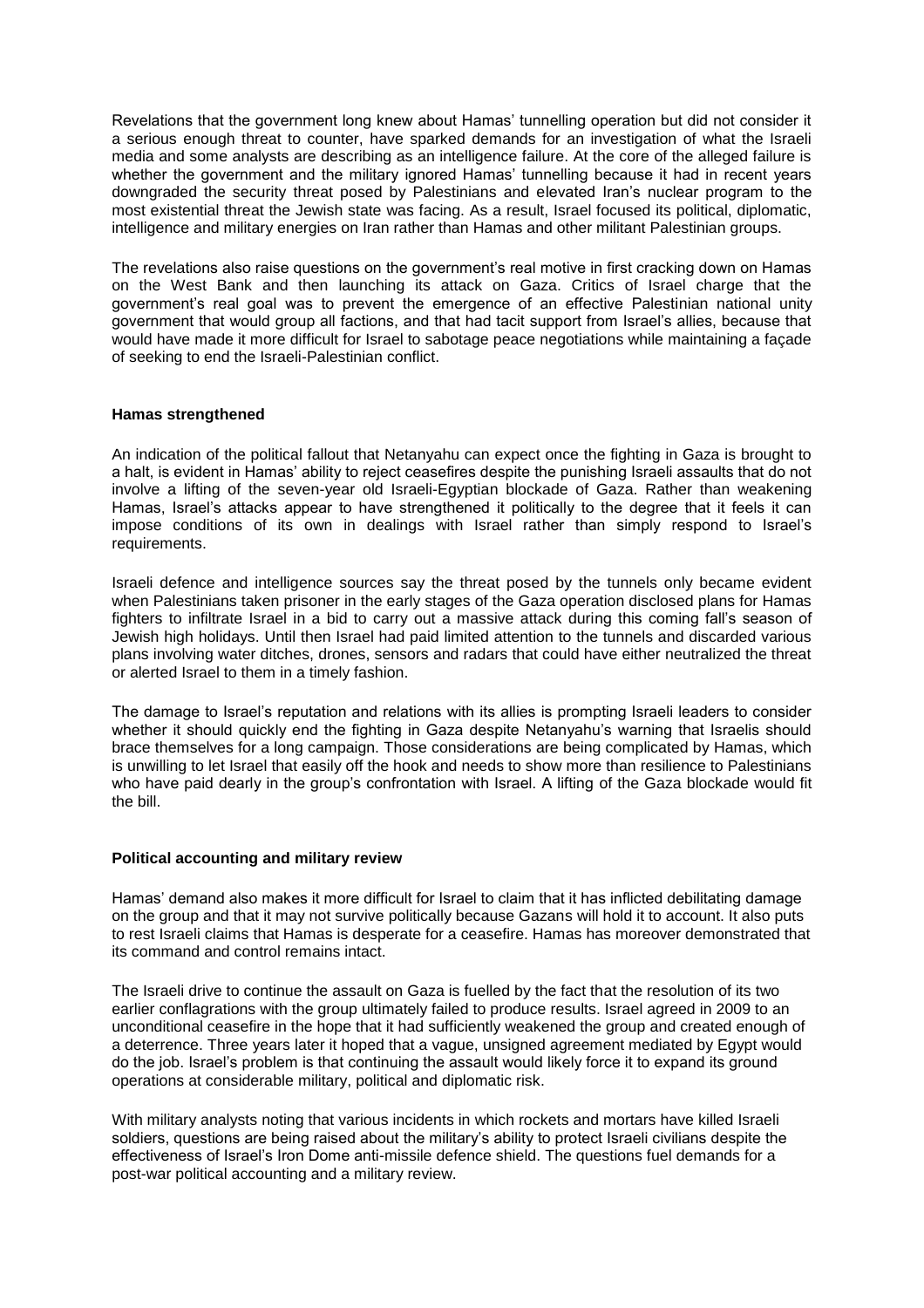Revelations that the government long knew about Hamas' tunnelling operation but did not consider it a serious enough threat to counter, have sparked demands for an investigation of what the Israeli media and some analysts are describing as an intelligence failure. At the core of the alleged failure is whether the government and the military ignored Hamas' tunnelling because it had in recent years downgraded the security threat posed by Palestinians and elevated Iran's nuclear program to the most existential threat the Jewish state was facing. As a result, Israel focused its political, diplomatic, intelligence and military energies on Iran rather than Hamas and other militant Palestinian groups.

The revelations also raise questions on the government's real motive in first cracking down on Hamas on the West Bank and then launching its attack on Gaza. Critics of Israel charge that the government's real goal was to prevent the emergence of an effective Palestinian national unity government that would group all factions, and that had tacit support from Israel's allies, because that would have made it more difficult for Israel to sabotage peace negotiations while maintaining a façade of seeking to end the Israeli-Palestinian conflict.

### Hamas strengthened

An indication of the political fallout that Netanyahu can expect once the fighting in Gaza is brought to a halt, is evident in Hamas' ability to reject ceasefires despite the punishing Israeli assaults that do not involve a lifting of the seven-year old Israeli-Egyptian blockade of Gaza. Rather than weakening Hamas, Israel's attacks appear to have strengthened it politically to the degree that it feels it can impose conditions of its own in dealings with Israel rather than simply respond to Israel's requirements.

Israeli defence and intelligence sources say the threat posed by the tunnels only became evident when Palestinians taken prisoner in the early stages of the Gaza operation disclosed plans for Hamas fighters to infiltrate Israel in a bid to carry out a massive attack during this coming fall's season of Jewish high holidays. Until then Israel had paid limited attention to the tunnels and discarded various plans involving water ditches, drones, sensors and radars that could have either neutralized the threat or alerted Israel to them in a timely fashion.

The damage to Israel's reputation and relations with its allies is prompting Israeli leaders to consider whether it should quickly end the fighting in Gaza despite Netanyahu's warning that Israelis should brace themselves for a long campaign. Those considerations are being complicated by Hamas, which is unwilling to let Israel that easily off the hook and needs to show more than resilience to Palestinians who have paid dearly in the group's confrontation with Israel. A lifting of the Gaza blockade would fit the bill.

### Political accounting and military review

Hamas' demand also makes it more difficult for Israel to claim that it has inflicted debilitating damage on the group and that it may not survive politically because Gazans will hold it to account. It also puts to rest Israeli claims that Hamas is desperate for a ceasefire. Hamas has moreover demonstrated that its command and control remains intact.

The Israeli drive to continue the assault on Gaza is fuelled by the fact that the resolution of its two earlier conflagrations with the group ultimately failed to produce results. Israel agreed in 2009 to an unconditional ceasefire in the hope that it had sufficiently weakened the group and created enough of a deterrence. Three years later it hoped that a vague, unsigned agreement mediated by Egypt would do the job. Israel's problem is that continuing the assault would likely force it to expand its ground operations at considerable military, political and diplomatic risk.

With military analysts noting that various incidents in which rockets and mortars have killed Israeli soldiers, questions are being raised about the military's ability to protect Israeli civilians despite the effectiveness of Israel's Iron Dome anti-missile defence shield. The questions fuel demands for a post-war political accounting and a military review.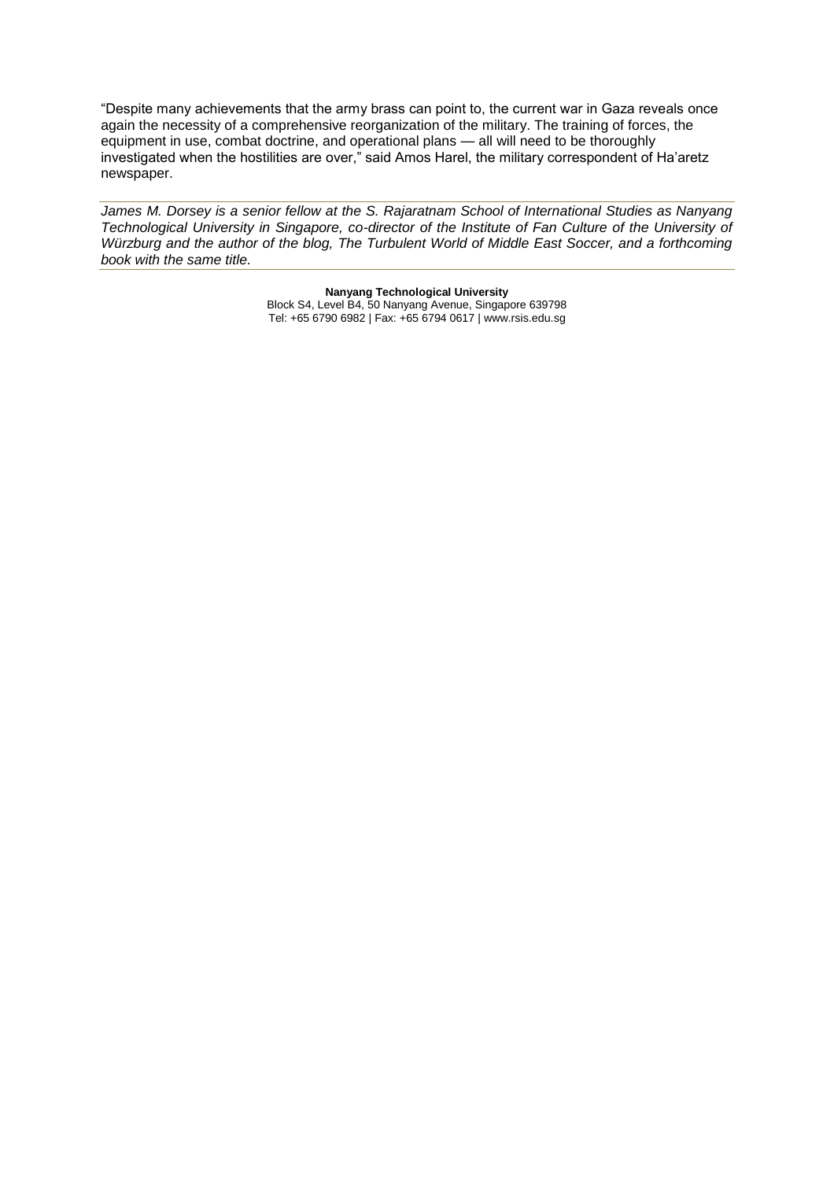“Despite many achievements that the army brass can point to, the current war in Gaza reveals once again the necessity of a comprehensive reorganization of the military. The training of forces, the equipment in use, combat doctrine, and operational plans — all will need to be thoroughly investigated when the hostilities are over,” said Amos Harel, the military correspondent of Ha’aretz newspaper.

---

*James M. Dorsey is a senior fellow at the S. Rajaratnam School of International Studies as Nanyang Technological University in Singapore, co-director of the Institute of Fan Culture of the University of Würzburg and the author of the blog, The Turbulent World of Middle East Soccer, and a forthcoming book with the same title.*

---

**Nanyang Technological University**
Block S4, Level B4, 50 Nanyang Avenue, Singapore 639798
Tel: +65 6790 6982 | Fax: +65 6794 0617 | www.rsis.edu.sg